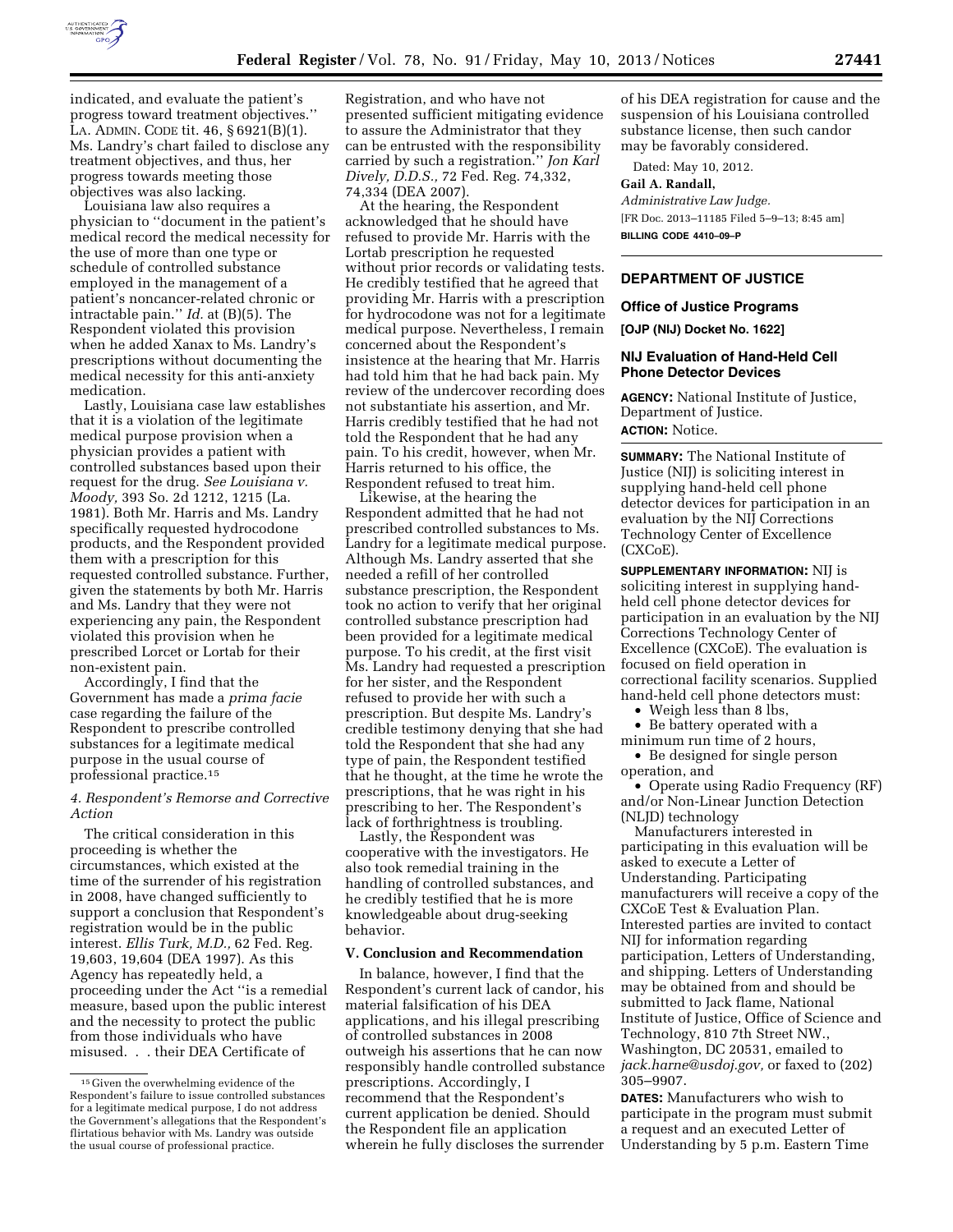indicated, and evaluate the patient's progress toward treatment objectives.'' LA. ADMIN. CODE tit. 46, § 6921(B)(1). Ms. Landry's chart failed to disclose any treatment objectives, and thus, her progress towards meeting those objectives was also lacking.

Louisiana law also requires a physician to ''document in the patient's medical record the medical necessity for the use of more than one type or schedule of controlled substance employed in the management of a patient's noncancer-related chronic or intractable pain.'' *Id.* at (B)(5). The Respondent violated this provision when he added Xanax to Ms. Landry's prescriptions without documenting the medical necessity for this anti-anxiety medication.

Lastly, Louisiana case law establishes that it is a violation of the legitimate medical purpose provision when a physician provides a patient with controlled substances based upon their request for the drug. *See Louisiana v. Moody,* 393 So. 2d 1212, 1215 (La. 1981). Both Mr. Harris and Ms. Landry specifically requested hydrocodone products, and the Respondent provided them with a prescription for this requested controlled substance. Further, given the statements by both Mr. Harris and Ms. Landry that they were not experiencing any pain, the Respondent violated this provision when he prescribed Lorcet or Lortab for their non-existent pain.

Accordingly, I find that the Government has made a *prima facie* case regarding the failure of the Respondent to prescribe controlled substances for a legitimate medical purpose in the usual course of professional practice.[15]

### *4. Respondent's Remorse and Corrective Action*

The critical consideration in this proceeding is whether the circumstances, which existed at the time of the surrender of his registration in 2008, have changed sufficiently to support a conclusion that Respondent's registration would be in the public interest. *Ellis Turk, M.D.,* 62 Fed. Reg. 19,603, 19,604 (DEA 1997). As this Agency has repeatedly held, a proceeding under the Act ''is a remedial measure, based upon the public interest and the necessity to protect the public from those individuals who have misused. . . their DEA Certificate of Registration, and who have not presented sufficient mitigating evidence to assure the Administrator that they can be entrusted with the responsibility carried by such a registration.'' *Jon Karl Dively, D.D.S.,* 72 Fed. Reg. 74,332, 74,334 (DEA 2007).

At the hearing, the Respondent acknowledged that he should have refused to provide Mr. Harris with the Lortab prescription he requested without prior records or validating tests. He credibly testified that he agreed that providing Mr. Harris with a prescription for hydrocodone was not for a legitimate medical purpose. Nevertheless, I remain concerned about the Respondent's insistence at the hearing that Mr. Harris had told him that he had back pain. My review of the undercover recording does not substantiate his assertion, and Mr. Harris credibly testified that he had not told the Respondent that he had any pain. To his credit, however, when Mr. Harris returned to his office, the Respondent refused to treat him.

Likewise, at the hearing the Respondent admitted that he had not prescribed controlled substances to Ms. Landry for a legitimate medical purpose. Although Ms. Landry asserted that she needed a refill of her controlled substance prescription, the Respondent took no action to verify that her original controlled substance prescription had been provided for a legitimate medical purpose. To his credit, at the first visit Ms. Landry had requested a prescription for her sister, and the Respondent refused to provide her with such a prescription. But despite Ms. Landry's credible testimony denying that she had told the Respondent that she had any type of pain, the Respondent testified that he thought, at the time he wrote the prescriptions, that he was right in his prescribing to her. The Respondent's lack of forthrightness is troubling.

Lastly, the Respondent was cooperative with the investigators. He also took remedial training in the handling of controlled substances, and he credibly testified that he is more knowledgeable about drug-seeking behavior.

### V. Conclusion and Recommendation

In balance, however, I find that the Respondent's current lack of candor, his material falsification of his DEA applications, and his illegal prescribing of controlled substances in 2008 outweigh his assertions that he can now responsibly handle controlled substance prescriptions. Accordingly, I recommend that the Respondent's current application be denied. Should the Respondent file an application wherein he fully discloses the surrender of his DEA registration for cause and the suspension of his Louisiana controlled substance license, then such candor may be favorably considered.

Dated: May 10, 2012.

**Gail A. Randall,**

*Administrative Law Judge.*

[FR Doc. 2013–11185 Filed 5–9–13; 8:45 am]

**BILLING CODE 4410–09–P**

[15] Given the overwhelming evidence of the Respondent's failure to issue controlled substances for a legitimate medical purpose, I do not address the Government's allegations that the Respondent's flirtatious behavior with Ms. Landry was outside the usual course of professional practice.

## DEPARTMENT OF JUSTICE

### Office of Justice Programs

**[OJP (NIJ) Docket No. 1622]**

### NIJ Evaluation of Hand-Held Cell Phone Detector Devices

**AGENCY:** National Institute of Justice, Department of Justice.

**ACTION:** Notice.

**SUMMARY:** The National Institute of Justice (NIJ) is soliciting interest in supplying hand-held cell phone detector devices for participation in an evaluation by the NIJ Corrections Technology Center of Excellence (CXCoE).

**SUPPLEMENTARY INFORMATION:** NIJ is soliciting interest in supplying hand-held cell phone detector devices for participation in an evaluation by the NIJ Corrections Technology Center of Excellence (CXCoE). The evaluation is focused on field operation in correctional facility scenarios. Supplied hand-held cell phone detectors must:

- Weigh less than 8 lbs,
- Be battery operated with a minimum run time of 2 hours,
- Be designed for single person operation, and
- Operate using Radio Frequency (RF) and/or Non-Linear Junction Detection (NLJD) technology

Manufacturers interested in participating in this evaluation will be asked to execute a Letter of Understanding. Participating manufacturers will receive a copy of the CXCoE Test & Evaluation Plan. Interested parties are invited to contact NIJ for information regarding participation, Letters of Understanding, and shipping. Letters of Understanding may be obtained from and should be submitted to Jack flame, National Institute of Justice, Office of Science and Technology, 810 7th Street NW., Washington, DC 20531, emailed to *jack.harne@usdoj.gov,* or faxed to (202) 305–9907.

**DATES:** Manufacturers who wish to participate in the program must submit a request and an executed Letter of Understanding by 5 p.m. Eastern Time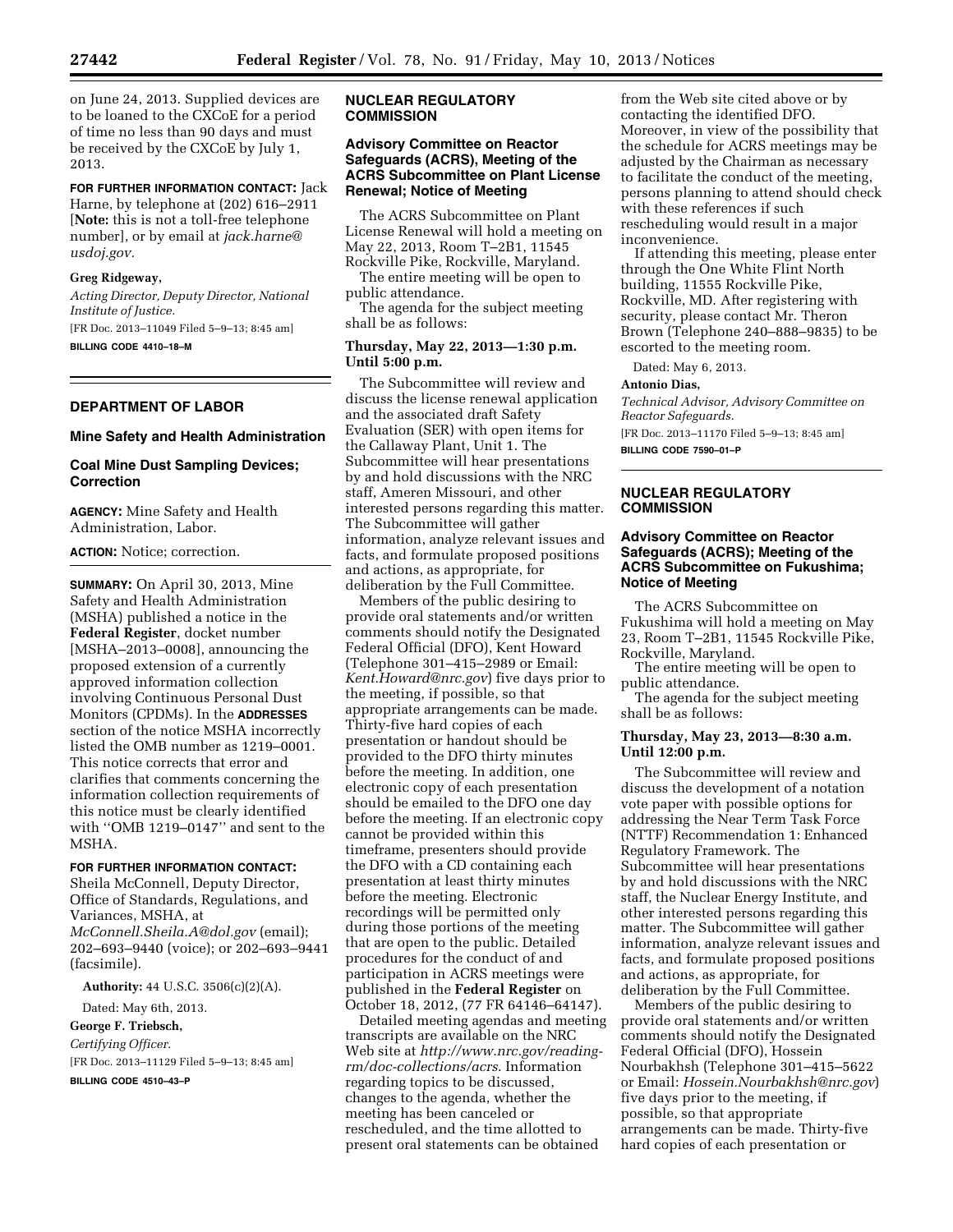on June 24, 2013. Supplied devices are to be loaned to the CXCoE for a period of time no less than 90 days and must be received by the CXCoE by July 1, 2013.

**FOR FURTHER INFORMATION CONTACT:** Jack Harne, by telephone at (202) 616–2911 [**Note:** this is not a toll-free telephone number], or by email at *jack.harne@usdoj.gov.*

**Greg Ridgeway,**

*Acting Director, Deputy Director, National Institute of Justice.*

[FR Doc. 2013–11049 Filed 5–9–13; 8:45 am]

**BILLING CODE 4410–18–M**

---

## DEPARTMENT OF LABOR

### Mine Safety and Health Administration

### Coal Mine Dust Sampling Devices; Correction

**AGENCY:** Mine Safety and Health Administration, Labor.

**ACTION:** Notice; correction.

**SUMMARY:** On April 30, 2013, Mine Safety and Health Administration (MSHA) published a notice in the **Federal Register**, docket number [MSHA–2013–0008], announcing the proposed extension of a currently approved information collection involving Continuous Personal Dust Monitors (CPDMs). In the **ADDRESSES** section of the notice MSHA incorrectly listed the OMB number as 1219–0001. This notice corrects that error and clarifies that comments concerning the information collection requirements of this notice must be clearly identified with ''OMB 1219–0147'' and sent to the MSHA.

**FOR FURTHER INFORMATION CONTACT:** Sheila McConnell, Deputy Director, Office of Standards, Regulations, and Variances, MSHA, at *McConnell.Sheila.A@dol.gov* (email); 202–693–9440 (voice); or 202–693–9441 (facsimile).

**Authority:** 44 U.S.C. 3506(c)(2)(A).

Dated: May 6th, 2013.

**George F. Triebsch,**

*Certifying Officer.*

[FR Doc. 2013–11129 Filed 5–9–13; 8:45 am]

**BILLING CODE 4510–43–P**

---

## NUCLEAR REGULATORY COMMISSION

### Advisory Committee on Reactor Safeguards (ACRS), Meeting of the ACRS Subcommittee on Plant License Renewal; Notice of Meeting

The ACRS Subcommittee on Plant License Renewal will hold a meeting on May 22, 2013, Room T–2B1, 11545 Rockville Pike, Rockville, Maryland.

The entire meeting will be open to public attendance.

The agenda for the subject meeting shall be as follows:

**Thursday, May 22, 2013—1:30 p.m. Until 5:00 p.m.**

The Subcommittee will review and discuss the license renewal application and the associated draft Safety Evaluation (SER) with open items for the Callaway Plant, Unit 1. The Subcommittee will hear presentations by and hold discussions with the NRC staff, Ameren Missouri, and other interested persons regarding this matter. The Subcommittee will gather information, analyze relevant issues and facts, and formulate proposed positions and actions, as appropriate, for deliberation by the Full Committee.

Members of the public desiring to provide oral statements and/or written comments should notify the Designated Federal Official (DFO), Kent Howard (Telephone 301–415–2989 or Email: *Kent.Howard@nrc.gov*) five days prior to the meeting, if possible, so that appropriate arrangements can be made. Thirty-five hard copies of each presentation or handout should be provided to the DFO thirty minutes before the meeting. In addition, one electronic copy of each presentation should be emailed to the DFO one day before the meeting. If an electronic copy cannot be provided within this timeframe, presenters should provide the DFO with a CD containing each presentation at least thirty minutes before the meeting. Electronic recordings will be permitted only during those portions of the meeting that are open to the public. Detailed procedures for the conduct of and participation in ACRS meetings were published in the **Federal Register** on October 18, 2012, (77 FR 64146–64147).

Detailed meeting agendas and meeting transcripts are available on the NRC Web site at *http://www.nrc.gov/reading-rm/doc-collections/acrs*. Information regarding topics to be discussed, changes to the agenda, whether the meeting has been canceled or rescheduled, and the time allotted to present oral statements can be obtained from the Web site cited above or by contacting the identified DFO. Moreover, in view of the possibility that the schedule for ACRS meetings may be adjusted by the Chairman as necessary to facilitate the conduct of the meeting, persons planning to attend should check with these references if such rescheduling would result in a major inconvenience.

If attending this meeting, please enter through the One White Flint North building, 11555 Rockville Pike, Rockville, MD. After registering with security, please contact Mr. Theron Brown (Telephone 240–888–9835) to be escorted to the meeting room.

Dated: May 6, 2013.

**Antonio Dias,**

*Technical Advisor, Advisory Committee on Reactor Safeguards.*

[FR Doc. 2013–11170 Filed 5–9–13; 8:45 am]

**BILLING CODE 7590–01–P**

---

## NUCLEAR REGULATORY COMMISSION

### Advisory Committee on Reactor Safeguards (ACRS); Meeting of the ACRS Subcommittee on Fukushima; Notice of Meeting

The ACRS Subcommittee on Fukushima will hold a meeting on May 23, Room T–2B1, 11545 Rockville Pike, Rockville, Maryland.

The entire meeting will be open to public attendance.

The agenda for the subject meeting shall be as follows:

**Thursday, May 23, 2013—8:30 a.m. Until 12:00 p.m.**

The Subcommittee will review and discuss the development of a notation vote paper with possible options for addressing the Near Term Task Force (NTTF) Recommendation 1: Enhanced Regulatory Framework. The Subcommittee will hear presentations by and hold discussions with the NRC staff, the Nuclear Energy Institute, and other interested persons regarding this matter. The Subcommittee will gather information, analyze relevant issues and facts, and formulate proposed positions and actions, as appropriate, for deliberation by the Full Committee.

Members of the public desiring to provide oral statements and/or written comments should notify the Designated Federal Official (DFO), Hossein Nourbakhsh (Telephone 301–415–5622 or Email: *Hossein.Nourbakhsh@nrc.gov*) five days prior to the meeting, if possible, so that appropriate arrangements can be made. Thirty-five hard copies of each presentation or